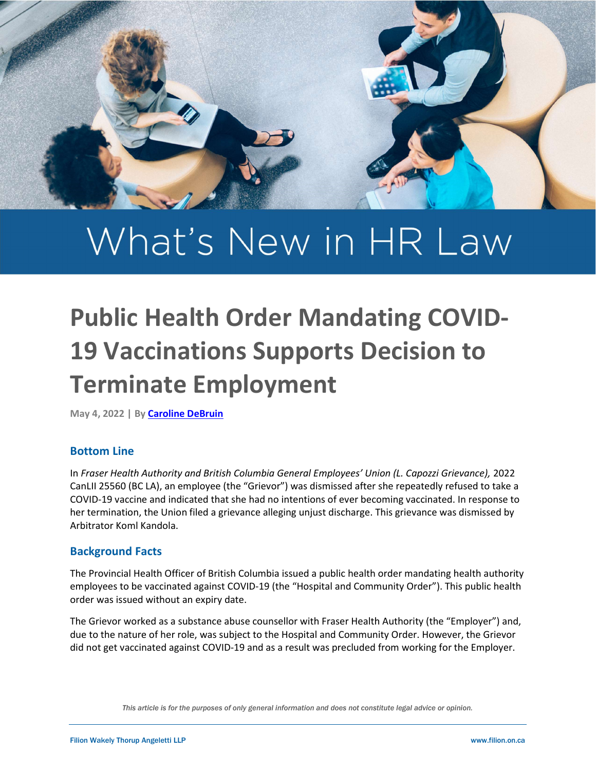# What's New in HR Law

# Public Health Order Mandating COVID-19 Vaccinations Supports Decision to Terminate Employment

**May 4, 2022 | By [Caroline DeBruin]()**

## Bottom Line

In *Fraser Health Authority and British Columbia General Employees' Union (L. Capozzi Grievance),* 2022 CanLII 25560 (BC LA), an employee (the "Grievor") was dismissed after she repeatedly refused to take a COVID-19 vaccine and indicated that she had no intentions of ever becoming vaccinated. In response to her termination, the Union filed a grievance alleging unjust discharge. This grievance was dismissed by Arbitrator Koml Kandola.

## Background Facts

The Provincial Health Officer of British Columbia issued a public health order mandating health authority employees to be vaccinated against COVID-19 (the "Hospital and Community Order"). This public health order was issued without an expiry date.

The Grievor worked as a substance abuse counsellor with Fraser Health Authority (the "Employer") and, due to the nature of her role, was subject to the Hospital and Community Order. However, the Grievor did not get vaccinated against COVID-19 and as a result was precluded from working for the Employer.

*This article is for the purposes of only general information and does not constitute legal advice or opinion.*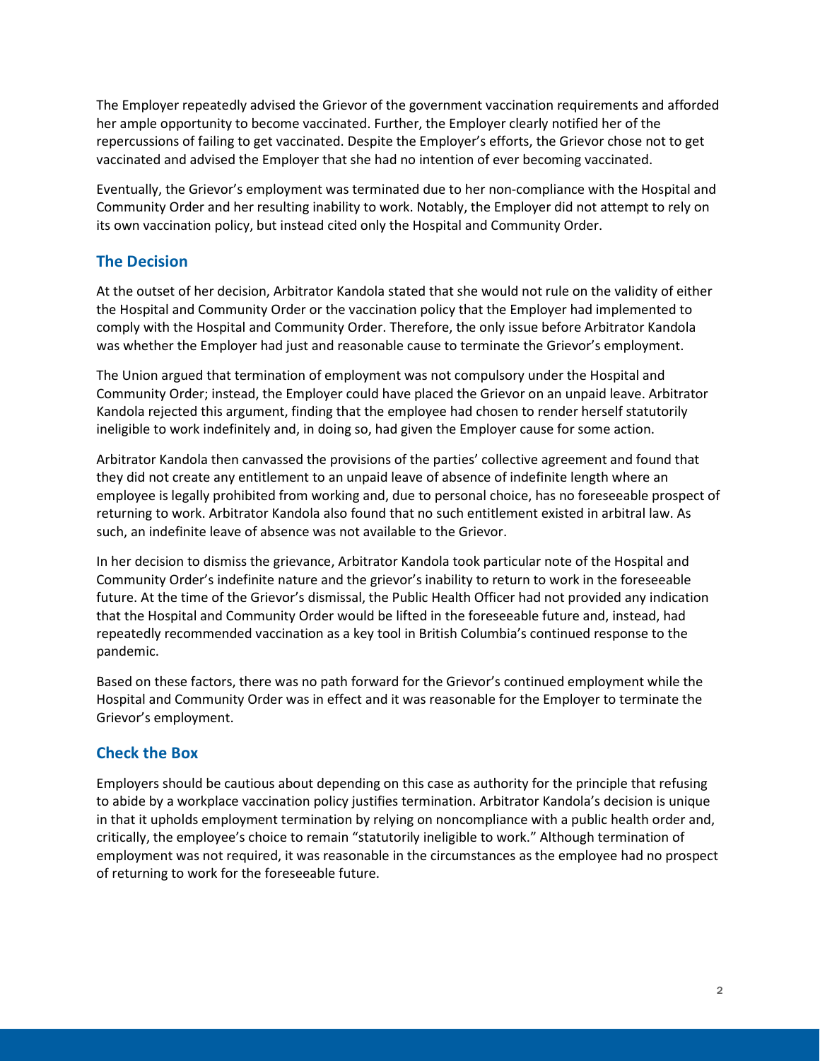The Employer repeatedly advised the Grievor of the government vaccination requirements and afforded her ample opportunity to become vaccinated. Further, the Employer clearly notified her of the repercussions of failing to get vaccinated. Despite the Employer's efforts, the Grievor chose not to get vaccinated and advised the Employer that she had no intention of ever becoming vaccinated.

Eventually, the Grievor's employment was terminated due to her non-compliance with the Hospital and Community Order and her resulting inability to work. Notably, the Employer did not attempt to rely on its own vaccination policy, but instead cited only the Hospital and Community Order.

## The Decision

At the outset of her decision, Arbitrator Kandola stated that she would not rule on the validity of either the Hospital and Community Order or the vaccination policy that the Employer had implemented to comply with the Hospital and Community Order. Therefore, the only issue before Arbitrator Kandola was whether the Employer had just and reasonable cause to terminate the Grievor's employment.

The Union argued that termination of employment was not compulsory under the Hospital and Community Order; instead, the Employer could have placed the Grievor on an unpaid leave. Arbitrator Kandola rejected this argument, finding that the employee had chosen to render herself statutorily ineligible to work indefinitely and, in doing so, had given the Employer cause for some action.

Arbitrator Kandola then canvassed the provisions of the parties' collective agreement and found that they did not create any entitlement to an unpaid leave of absence of indefinite length where an employee is legally prohibited from working and, due to personal choice, has no foreseeable prospect of returning to work. Arbitrator Kandola also found that no such entitlement existed in arbitral law. As such, an indefinite leave of absence was not available to the Grievor.

In her decision to dismiss the grievance, Arbitrator Kandola took particular note of the Hospital and Community Order's indefinite nature and the grievor's inability to return to work in the foreseeable future. At the time of the Grievor's dismissal, the Public Health Officer had not provided any indication that the Hospital and Community Order would be lifted in the foreseeable future and, instead, had repeatedly recommended vaccination as a key tool in British Columbia's continued response to the pandemic.

Based on these factors, there was no path forward for the Grievor's continued employment while the Hospital and Community Order was in effect and it was reasonable for the Employer to terminate the Grievor's employment.

## Check the Box

Employers should be cautious about depending on this case as authority for the principle that refusing to abide by a workplace vaccination policy justifies termination. Arbitrator Kandola's decision is unique in that it upholds employment termination by relying on noncompliance with a public health order and, critically, the employee's choice to remain "statutorily ineligible to work." Although termination of employment was not required, it was reasonable in the circumstances as the employee had no prospect of returning to work for the foreseeable future.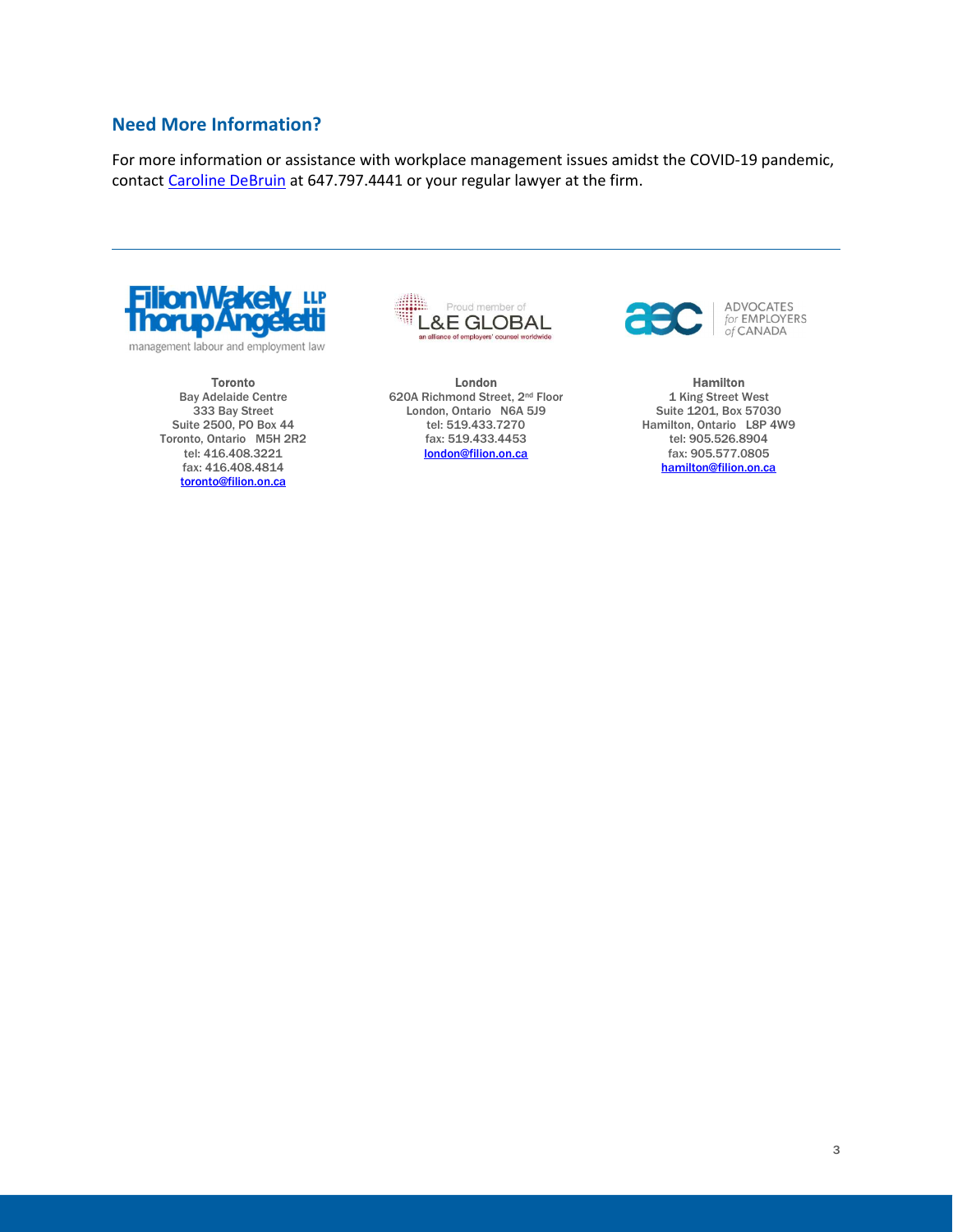## Need More Information?

For more information or assistance with workplace management issues amidst the COVID-19 pandemic, contact Caroline DeBruin at 647.797.4441 or your regular lawyer at the firm.

---

**Toronto**
Bay Adelaide Centre
333 Bay Street
Suite 2500, PO Box 44
Toronto, Ontario M5H 2R2
tel: 416.408.3221
fax: 416.408.4814
toronto@filion.on.ca

**London**
620A Richmond Street, 2nd Floor
London, Ontario N6A 5J9
tel: 519.433.7270
fax: 519.433.4453
london@filion.on.ca

**Hamilton**
1 King Street West
Suite 1201, Box 57030
Hamilton, Ontario L8P 4W9
tel: 905.526.8904
fax: 905.577.0805
hamilton@filion.on.ca